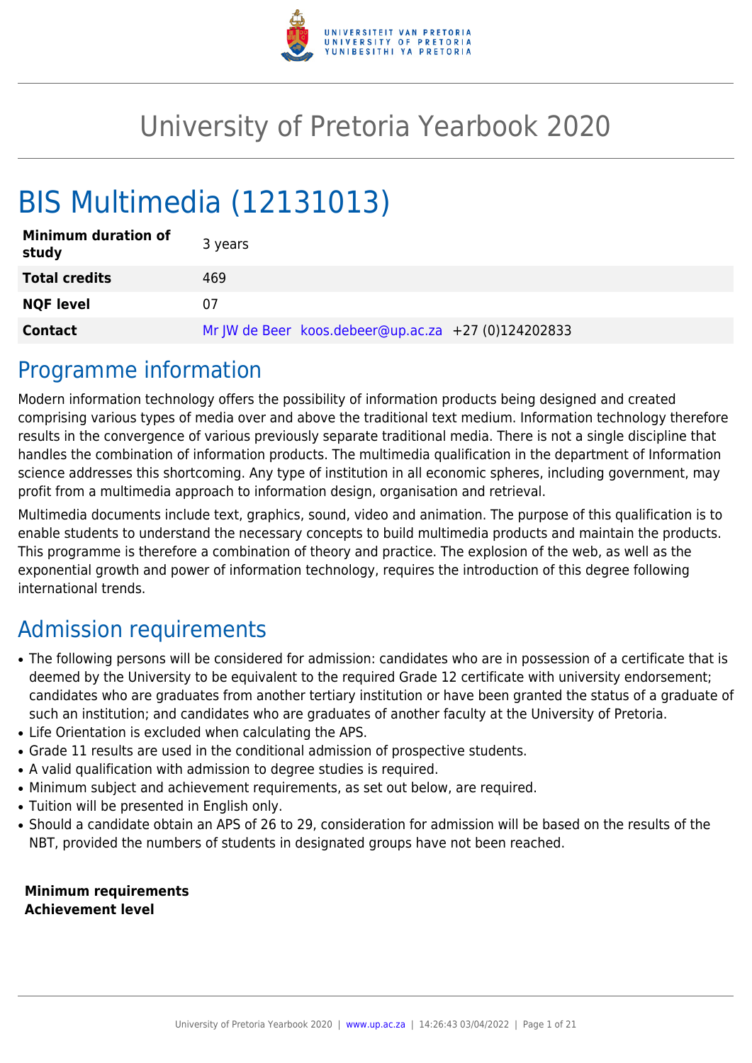# University of Pretoria Yearbook 2020

# BIS Multimedia (12131013)

| | |
|---|---|
| **Minimum duration of study** | 3 years |
| **Total credits** | 469 |
| **NQF level** | 07 |
| **Contact** | Mr JW de Beer koos.debeer@up.ac.za +27 (0)124202833 |

## Programme information

Modern information technology offers the possibility of information products being designed and created comprising various types of media over and above the traditional text medium. Information technology therefore results in the convergence of various previously separate traditional media. There is not a single discipline that handles the combination of information products. The multimedia qualification in the department of Information science addresses this shortcoming. Any type of institution in all economic spheres, including government, may profit from a multimedia approach to information design, organisation and retrieval.

Multimedia documents include text, graphics, sound, video and animation. The purpose of this qualification is to enable students to understand the necessary concepts to build multimedia products and maintain the products. This programme is therefore a combination of theory and practice. The explosion of the web, as well as the exponential growth and power of information technology, requires the introduction of this degree following international trends.

## Admission requirements

- The following persons will be considered for admission: candidates who are in possession of a certificate that is deemed by the University to be equivalent to the required Grade 12 certificate with university endorsement; candidates who are graduates from another tertiary institution or have been granted the status of a graduate of such an institution; and candidates who are graduates of another faculty at the University of Pretoria.
- Life Orientation is excluded when calculating the APS.
- Grade 11 results are used in the conditional admission of prospective students.
- A valid qualification with admission to degree studies is required.
- Minimum subject and achievement requirements, as set out below, are required.
- Tuition will be presented in English only.
- Should a candidate obtain an APS of 26 to 29, consideration for admission will be based on the results of the NBT, provided the numbers of students in designated groups have not been reached.

**Minimum requirements**
**Achievement level**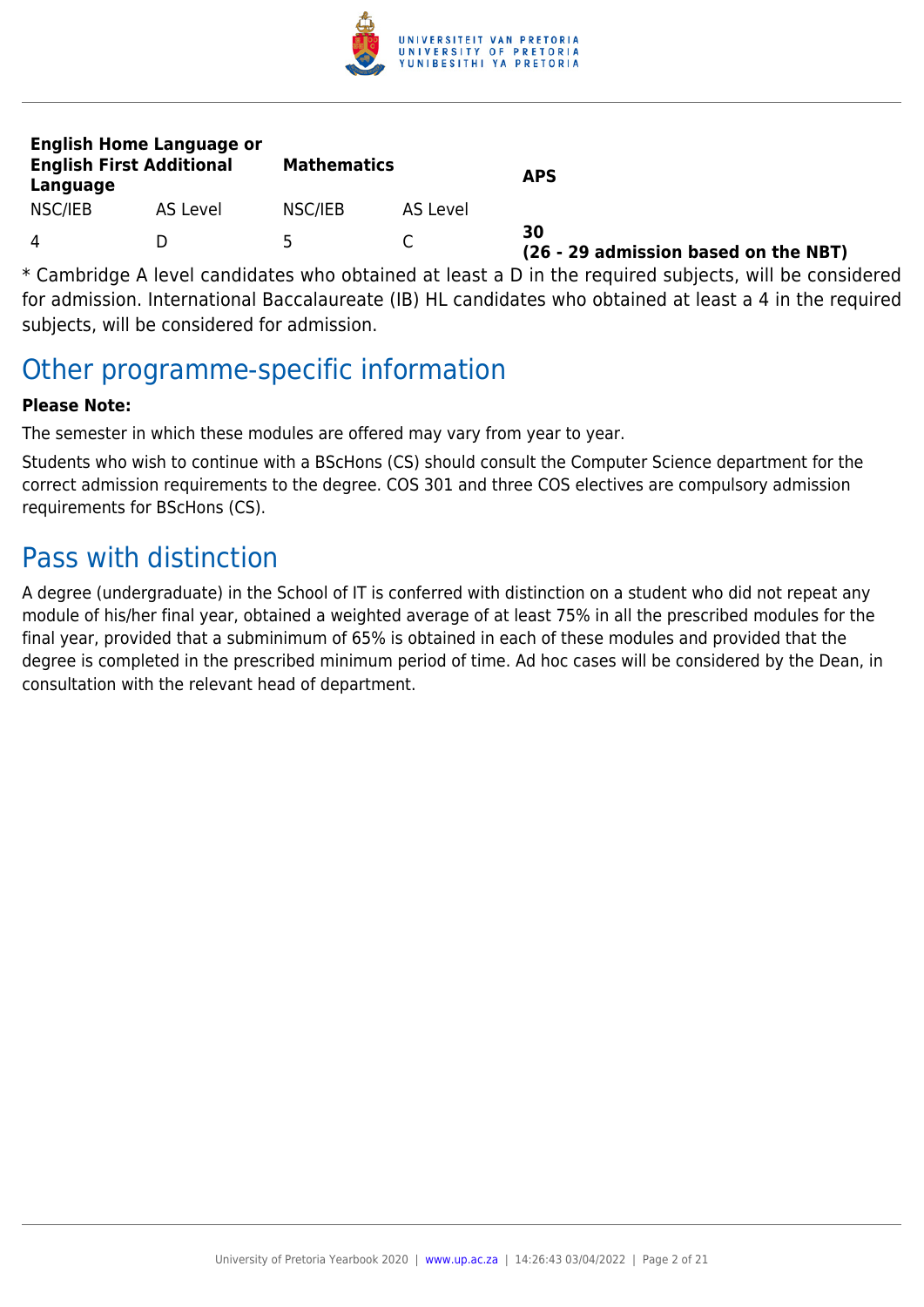| English Home Language or English First Additional Language | | Mathematics | | APS |
|---|---|---|---|---|
| NSC/IEB | AS Level | NSC/IEB | AS Level | |
| 4 | D | 5 | C | **30 (26 - 29 admission based on the NBT)** |

* Cambridge A level candidates who obtained at least a D in the required subjects, will be considered for admission. International Baccalaureate (IB) HL candidates who obtained at least a 4 in the required subjects, will be considered for admission.

## Other programme-specific information

**Please Note:**

The semester in which these modules are offered may vary from year to year.

Students who wish to continue with a BScHons (CS) should consult the Computer Science department for the correct admission requirements to the degree. COS 301 and three COS electives are compulsory admission requirements for BScHons (CS).

## Pass with distinction

A degree (undergraduate) in the School of IT is conferred with distinction on a student who did not repeat any module of his/her final year, obtained a weighted average of at least 75% in all the prescribed modules for the final year, provided that a subminimum of 65% is obtained in each of these modules and provided that the degree is completed in the prescribed minimum period of time. Ad hoc cases will be considered by the Dean, in consultation with the relevant head of department.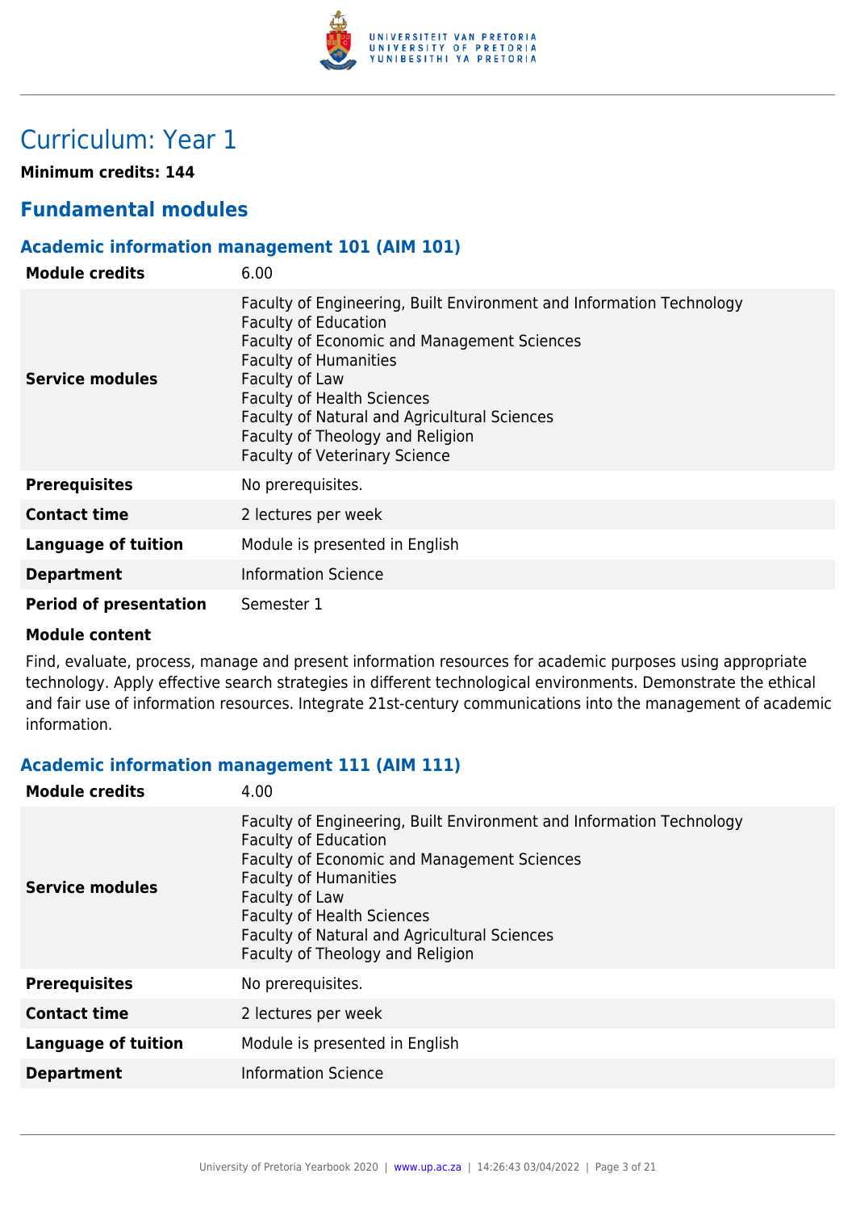# Curriculum: Year 1

**Minimum credits: 144**

## Fundamental modules

### Academic information management 101 (AIM 101)

| | |
|---|---|
| **Module credits** | 6.00 |
| **Service modules** | Faculty of Engineering, Built Environment and Information Technology<br>Faculty of Education<br>Faculty of Economic and Management Sciences<br>Faculty of Humanities<br>Faculty of Law<br>Faculty of Health Sciences<br>Faculty of Natural and Agricultural Sciences<br>Faculty of Theology and Religion<br>Faculty of Veterinary Science |
| **Prerequisites** | No prerequisites. |
| **Contact time** | 2 lectures per week |
| **Language of tuition** | Module is presented in English |
| **Department** | Information Science |
| **Period of presentation** | Semester 1 |

**Module content**

Find, evaluate, process, manage and present information resources for academic purposes using appropriate technology. Apply effective search strategies in different technological environments. Demonstrate the ethical and fair use of information resources. Integrate 21st-century communications into the management of academic information.

### Academic information management 111 (AIM 111)

| | |
|---|---|
| **Module credits** | 4.00 |
| **Service modules** | Faculty of Engineering, Built Environment and Information Technology<br>Faculty of Education<br>Faculty of Economic and Management Sciences<br>Faculty of Humanities<br>Faculty of Law<br>Faculty of Health Sciences<br>Faculty of Natural and Agricultural Sciences<br>Faculty of Theology and Religion |
| **Prerequisites** | No prerequisites. |
| **Contact time** | 2 lectures per week |
| **Language of tuition** | Module is presented in English |
| **Department** | Information Science |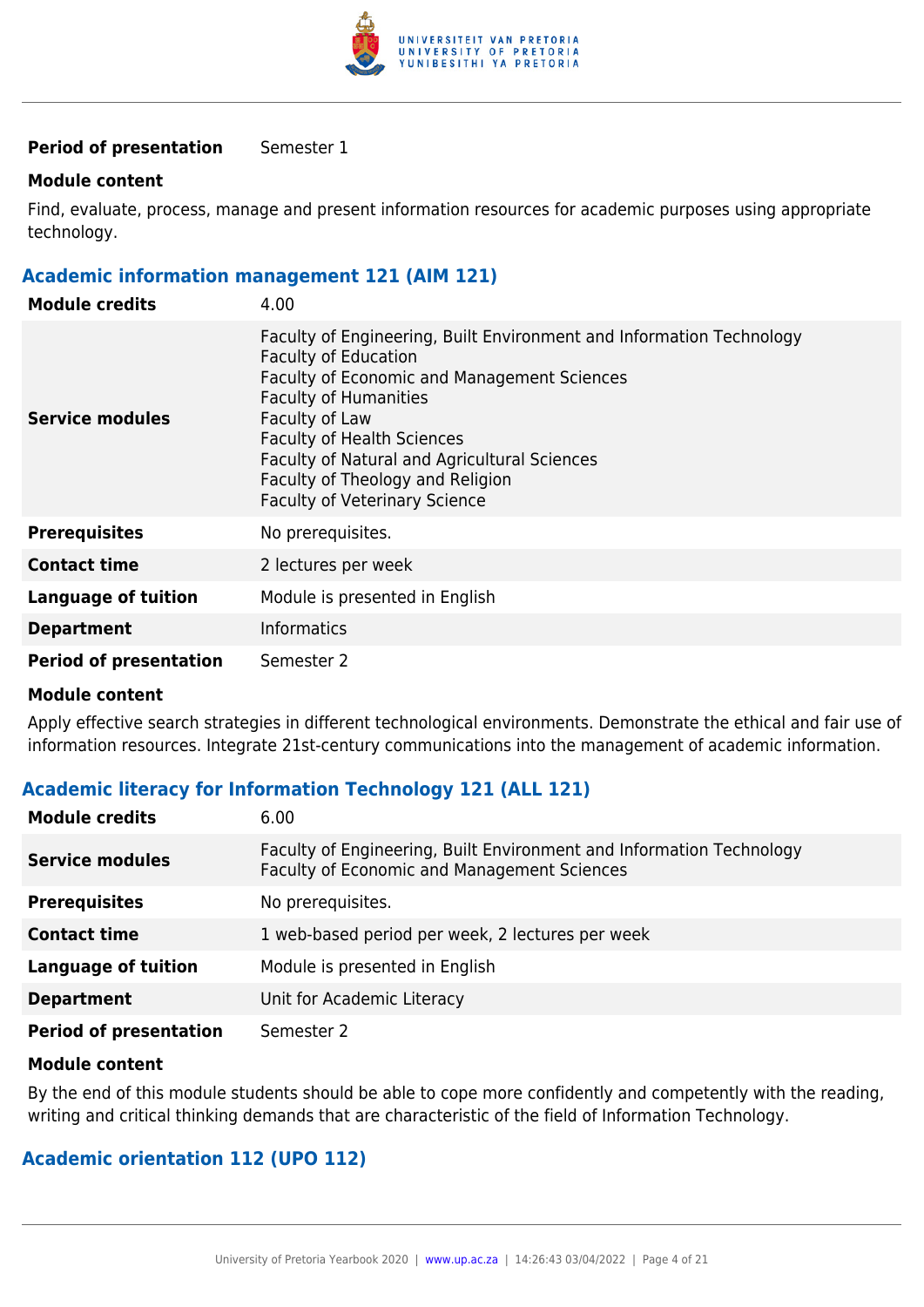| | |
|---|---|
| **Period of presentation** | Semester 1 |

**Module content**

Find, evaluate, process, manage and present information resources for academic purposes using appropriate technology.

### Academic information management 121 (AIM 121)

| | |
|---|---|
| **Module credits** | 4.00 |
| **Service modules** | Faculty of Engineering, Built Environment and Information Technology<br>Faculty of Education<br>Faculty of Economic and Management Sciences<br>Faculty of Humanities<br>Faculty of Law<br>Faculty of Health Sciences<br>Faculty of Natural and Agricultural Sciences<br>Faculty of Theology and Religion<br>Faculty of Veterinary Science |
| **Prerequisites** | No prerequisites. |
| **Contact time** | 2 lectures per week |
| **Language of tuition** | Module is presented in English |
| **Department** | Informatics |
| **Period of presentation** | Semester 2 |

**Module content**

Apply effective search strategies in different technological environments. Demonstrate the ethical and fair use of information resources. Integrate 21st-century communications into the management of academic information.

### Academic literacy for Information Technology 121 (ALL 121)

| | |
|---|---|
| **Module credits** | 6.00 |
| **Service modules** | Faculty of Engineering, Built Environment and Information Technology<br>Faculty of Economic and Management Sciences |
| **Prerequisites** | No prerequisites. |
| **Contact time** | 1 web-based period per week, 2 lectures per week |
| **Language of tuition** | Module is presented in English |
| **Department** | Unit for Academic Literacy |
| **Period of presentation** | Semester 2 |

**Module content**

By the end of this module students should be able to cope more confidently and competently with the reading, writing and critical thinking demands that are characteristic of the field of Information Technology.

### Academic orientation 112 (UPO 112)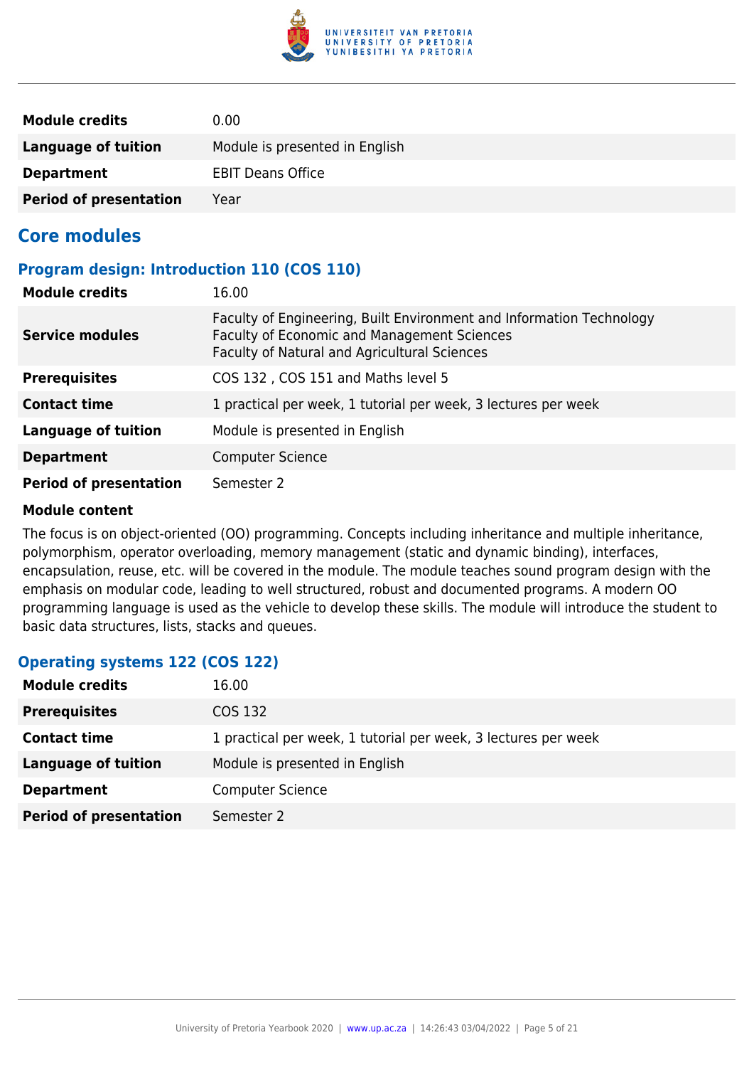| | |
|---|---|
| **Module credits** | 0.00 |
| **Language of tuition** | Module is presented in English |
| **Department** | EBIT Deans Office |
| **Period of presentation** | Year |

## Core modules

### Program design: Introduction 110 (COS 110)

| | |
|---|---|
| **Module credits** | 16.00 |
| **Service modules** | Faculty of Engineering, Built Environment and Information Technology<br>Faculty of Economic and Management Sciences<br>Faculty of Natural and Agricultural Sciences |
| **Prerequisites** | COS 132 , COS 151 and Maths level 5 |
| **Contact time** | 1 practical per week, 1 tutorial per week, 3 lectures per week |
| **Language of tuition** | Module is presented in English |
| **Department** | Computer Science |
| **Period of presentation** | Semester 2 |

**Module content**

The focus is on object-oriented (OO) programming. Concepts including inheritance and multiple inheritance, polymorphism, operator overloading, memory management (static and dynamic binding), interfaces, encapsulation, reuse, etc. will be covered in the module. The module teaches sound program design with the emphasis on modular code, leading to well structured, robust and documented programs. A modern OO programming language is used as the vehicle to develop these skills. The module will introduce the student to basic data structures, lists, stacks and queues.

### Operating systems 122 (COS 122)

| | |
|---|---|
| **Module credits** | 16.00 |
| **Prerequisites** | COS 132 |
| **Contact time** | 1 practical per week, 1 tutorial per week, 3 lectures per week |
| **Language of tuition** | Module is presented in English |
| **Department** | Computer Science |
| **Period of presentation** | Semester 2 |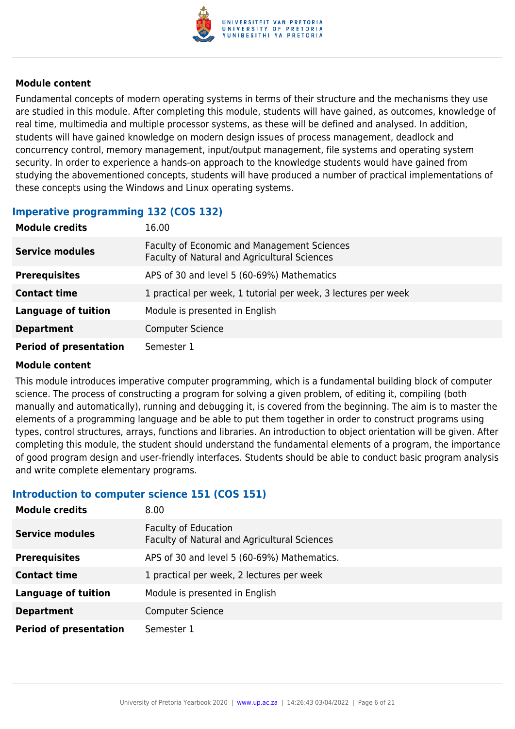#### Module content

Fundamental concepts of modern operating systems in terms of their structure and the mechanisms they use are studied in this module. After completing this module, students will have gained, as outcomes, knowledge of real time, multimedia and multiple processor systems, as these will be defined and analysed. In addition, students will have gained knowledge on modern design issues of process management, deadlock and concurrency control, memory management, input/output management, file systems and operating system security. In order to experience a hands-on approach to the knowledge students would have gained from studying the abovementioned concepts, students will have produced a number of practical implementations of these concepts using the Windows and Linux operating systems.

### Imperative programming 132 (COS 132)

| | |
|---|---|
| **Module credits** | 16.00 |
| **Service modules** | Faculty of Economic and Management Sciences<br>Faculty of Natural and Agricultural Sciences |
| **Prerequisites** | APS of 30 and level 5 (60-69%) Mathematics |
| **Contact time** | 1 practical per week, 1 tutorial per week, 3 lectures per week |
| **Language of tuition** | Module is presented in English |
| **Department** | Computer Science |
| **Period of presentation** | Semester 1 |

#### Module content

This module introduces imperative computer programming, which is a fundamental building block of computer science. The process of constructing a program for solving a given problem, of editing it, compiling (both manually and automatically), running and debugging it, is covered from the beginning. The aim is to master the elements of a programming language and be able to put them together in order to construct programs using types, control structures, arrays, functions and libraries. An introduction to object orientation will be given. After completing this module, the student should understand the fundamental elements of a program, the importance of good program design and user-friendly interfaces. Students should be able to conduct basic program analysis and write complete elementary programs.

### Introduction to computer science 151 (COS 151)

| | |
|---|---|
| **Module credits** | 8.00 |
| **Service modules** | Faculty of Education<br>Faculty of Natural and Agricultural Sciences |
| **Prerequisites** | APS of 30 and level 5 (60-69%) Mathematics. |
| **Contact time** | 1 practical per week, 2 lectures per week |
| **Language of tuition** | Module is presented in English |
| **Department** | Computer Science |
| **Period of presentation** | Semester 1 |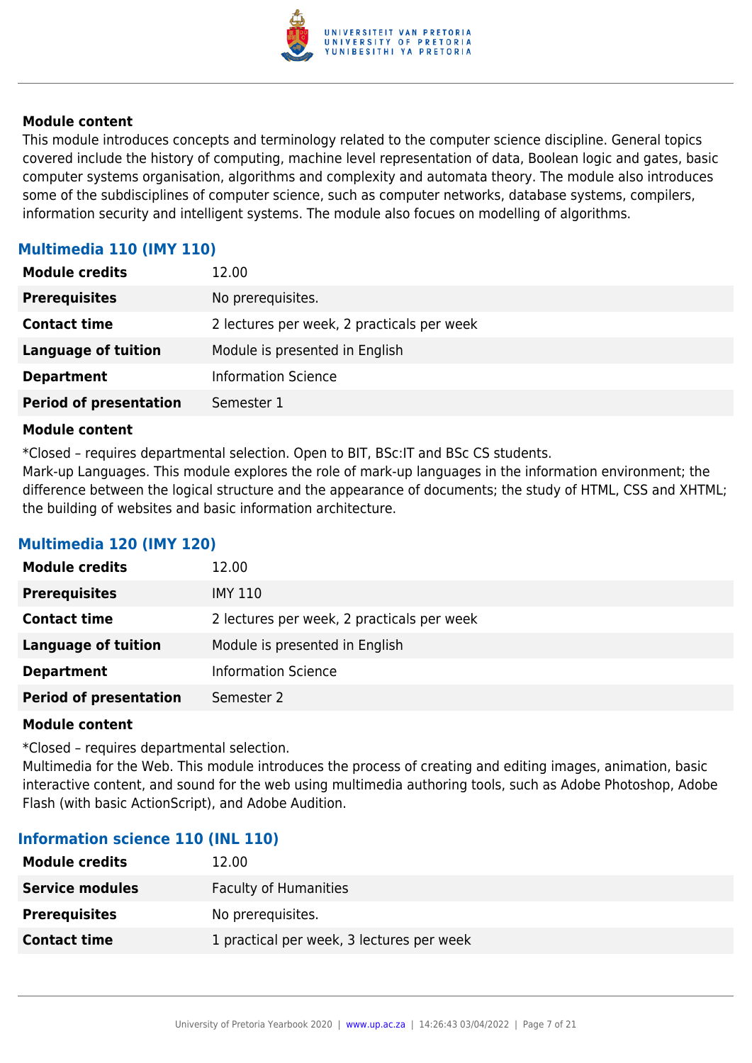**Module content**

This module introduces concepts and terminology related to the computer science discipline. General topics covered include the history of computing, machine level representation of data, Boolean logic and gates, basic computer systems organisation, algorithms and complexity and automata theory. The module also introduces some of the subdisciplines of computer science, such as computer networks, database systems, compilers, information security and intelligent systems. The module also focues on modelling of algorithms.

### Multimedia 110 (IMY 110)

| | |
|---|---|
| **Module credits** | 12.00 |
| **Prerequisites** | No prerequisites. |
| **Contact time** | 2 lectures per week, 2 practicals per week |
| **Language of tuition** | Module is presented in English |
| **Department** | Information Science |
| **Period of presentation** | Semester 1 |

**Module content**

*Closed – requires departmental selection. Open to BIT, BSc:IT and BSc CS students.
Mark-up Languages. This module explores the role of mark-up languages in the information environment; the difference between the logical structure and the appearance of documents; the study of HTML, CSS and XHTML; the building of websites and basic information architecture.

### Multimedia 120 (IMY 120)

| | |
|---|---|
| **Module credits** | 12.00 |
| **Prerequisites** | IMY 110 |
| **Contact time** | 2 lectures per week, 2 practicals per week |
| **Language of tuition** | Module is presented in English |
| **Department** | Information Science |
| **Period of presentation** | Semester 2 |

**Module content**

*Closed – requires departmental selection.
Multimedia for the Web. This module introduces the process of creating and editing images, animation, basic interactive content, and sound for the web using multimedia authoring tools, such as Adobe Photoshop, Adobe Flash (with basic ActionScript), and Adobe Audition.

### Information science 110 (INL 110)

| | |
|---|---|
| **Module credits** | 12.00 |
| **Service modules** | Faculty of Humanities |
| **Prerequisites** | No prerequisites. |
| **Contact time** | 1 practical per week, 3 lectures per week |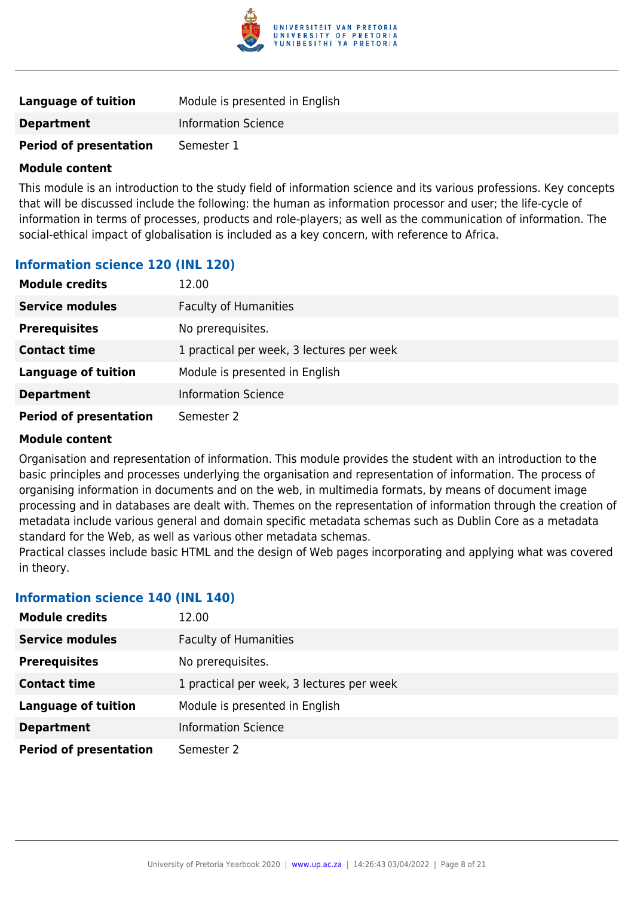| | |
|---|---|
| **Language of tuition** | Module is presented in English |
| **Department** | Information Science |
| **Period of presentation** | Semester 1 |

**Module content**

This module is an introduction to the study field of information science and its various professions. Key concepts that will be discussed include the following: the human as information processor and user; the life-cycle of information in terms of processes, products and role-players; as well as the communication of information. The social-ethical impact of globalisation is included as a key concern, with reference to Africa.

### Information science 120 (INL 120)

| | |
|---|---|
| **Module credits** | 12.00 |
| **Service modules** | Faculty of Humanities |
| **Prerequisites** | No prerequisites. |
| **Contact time** | 1 practical per week, 3 lectures per week |
| **Language of tuition** | Module is presented in English |
| **Department** | Information Science |
| **Period of presentation** | Semester 2 |

**Module content**

Organisation and representation of information. This module provides the student with an introduction to the basic principles and processes underlying the organisation and representation of information. The process of organising information in documents and on the web, in multimedia formats, by means of document image processing and in databases are dealt with. Themes on the representation of information through the creation of metadata include various general and domain specific metadata schemas such as Dublin Core as a metadata standard for the Web, as well as various other metadata schemas.
Practical classes include basic HTML and the design of Web pages incorporating and applying what was covered in theory.

### Information science 140 (INL 140)

| | |
|---|---|
| **Module credits** | 12.00 |
| **Service modules** | Faculty of Humanities |
| **Prerequisites** | No prerequisites. |
| **Contact time** | 1 practical per week, 3 lectures per week |
| **Language of tuition** | Module is presented in English |
| **Department** | Information Science |
| **Period of presentation** | Semester 2 |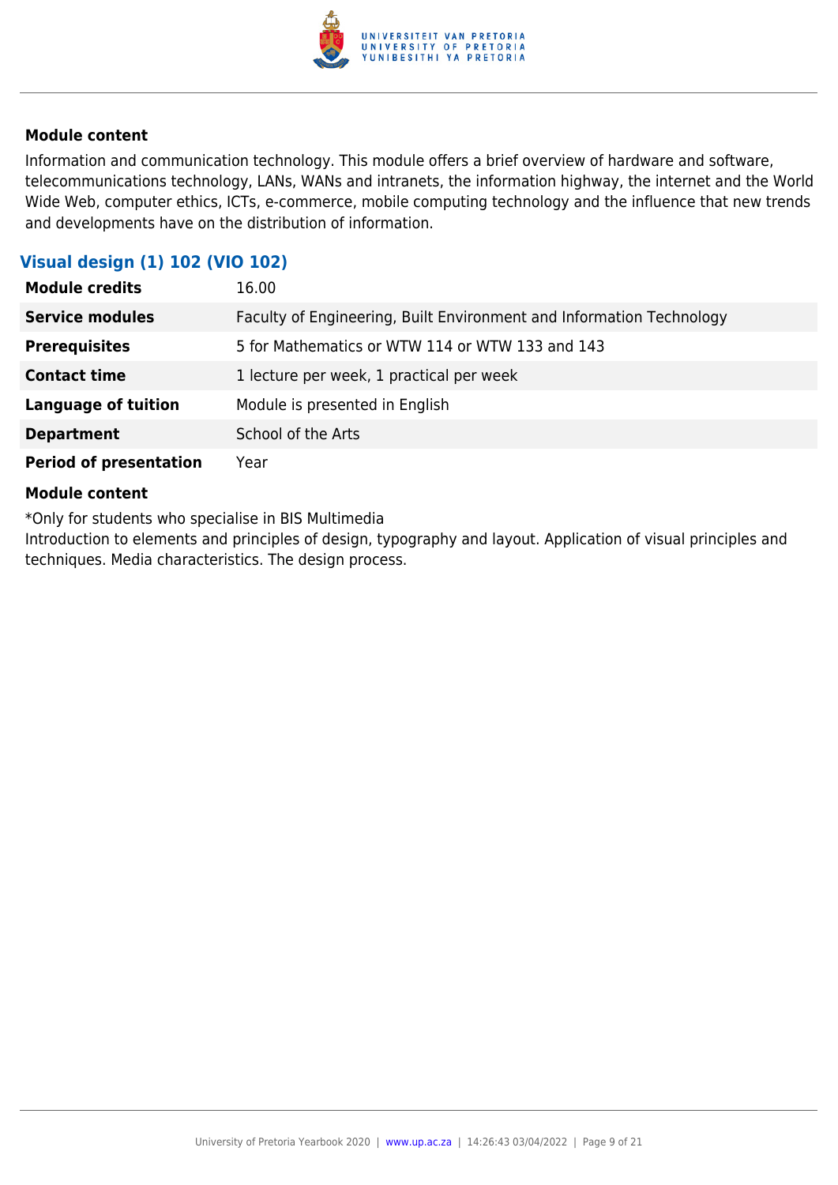**Module content**

Information and communication technology. This module offers a brief overview of hardware and software, telecommunications technology, LANs, WANs and intranets, the information highway, the internet and the World Wide Web, computer ethics, ICTs, e-commerce, mobile computing technology and the influence that new trends and developments have on the distribution of information.

## Visual design (1) 102 (VIO 102)

| | |
|---|---|
| **Module credits** | 16.00 |
| **Service modules** | Faculty of Engineering, Built Environment and Information Technology |
| **Prerequisites** | 5 for Mathematics or WTW 114 or WTW 133 and 143 |
| **Contact time** | 1 lecture per week, 1 practical per week |
| **Language of tuition** | Module is presented in English |
| **Department** | School of the Arts |
| **Period of presentation** | Year |

**Module content**

*Only for students who specialise in BIS Multimedia
Introduction to elements and principles of design, typography and layout. Application of visual principles and techniques. Media characteristics. The design process.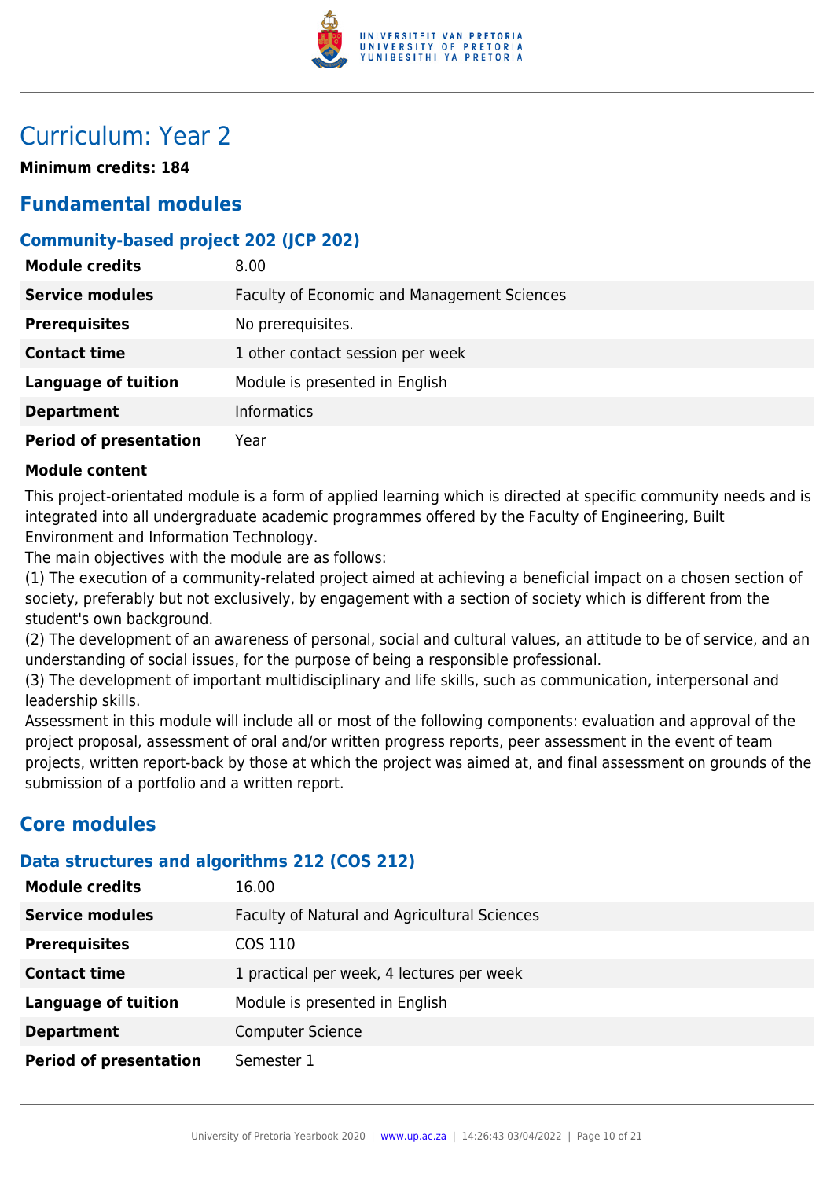# Curriculum: Year 2

**Minimum credits: 184**

## Fundamental modules

### Community-based project 202 (JCP 202)

| | |
|---|---|
| **Module credits** | 8.00 |
| **Service modules** | Faculty of Economic and Management Sciences |
| **Prerequisites** | No prerequisites. |
| **Contact time** | 1 other contact session per week |
| **Language of tuition** | Module is presented in English |
| **Department** | Informatics |
| **Period of presentation** | Year |

**Module content**

This project-orientated module is a form of applied learning which is directed at specific community needs and is integrated into all undergraduate academic programmes offered by the Faculty of Engineering, Built Environment and Information Technology.
The main objectives with the module are as follows:
(1) The execution of a community-related project aimed at achieving a beneficial impact on a chosen section of society, preferably but not exclusively, by engagement with a section of society which is different from the student's own background.
(2) The development of an awareness of personal, social and cultural values, an attitude to be of service, and an understanding of social issues, for the purpose of being a responsible professional.
(3) The development of important multidisciplinary and life skills, such as communication, interpersonal and leadership skills.
Assessment in this module will include all or most of the following components: evaluation and approval of the project proposal, assessment of oral and/or written progress reports, peer assessment in the event of team projects, written report-back by those at which the project was aimed at, and final assessment on grounds of the submission of a portfolio and a written report.

## Core modules

### Data structures and algorithms 212 (COS 212)

| | |
|---|---|
| **Module credits** | 16.00 |
| **Service modules** | Faculty of Natural and Agricultural Sciences |
| **Prerequisites** | COS 110 |
| **Contact time** | 1 practical per week, 4 lectures per week |
| **Language of tuition** | Module is presented in English |
| **Department** | Computer Science |
| **Period of presentation** | Semester 1 |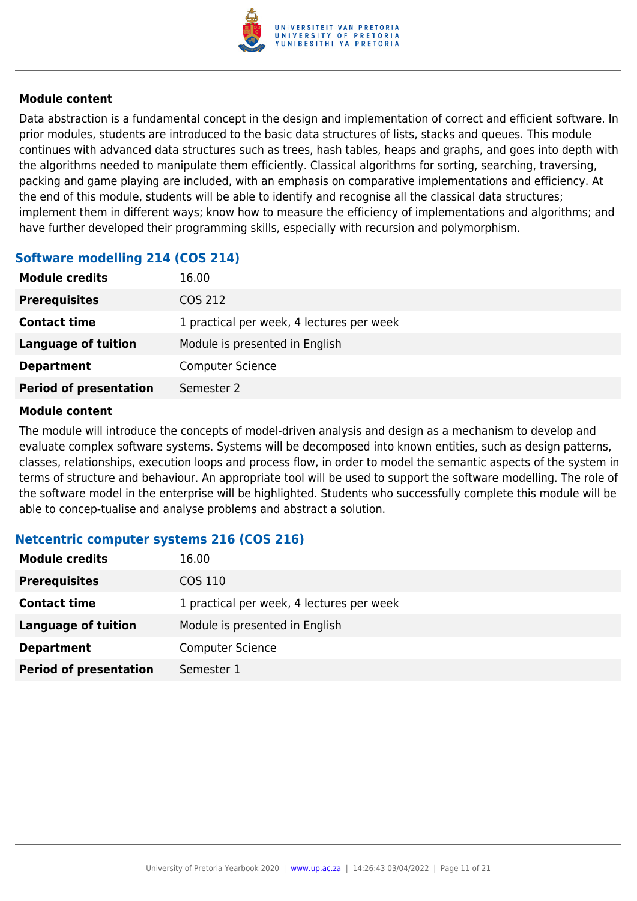#### Module content

Data abstraction is a fundamental concept in the design and implementation of correct and efficient software. In prior modules, students are introduced to the basic data structures of lists, stacks and queues. This module continues with advanced data structures such as trees, hash tables, heaps and graphs, and goes into depth with the algorithms needed to manipulate them efficiently. Classical algorithms for sorting, searching, traversing, packing and game playing are included, with an emphasis on comparative implementations and efficiency. At the end of this module, students will be able to identify and recognise all the classical data structures; implement them in different ways; know how to measure the efficiency of implementations and algorithms; and have further developed their programming skills, especially with recursion and polymorphism.

### Software modelling 214 (COS 214)

| | |
|---|---|
| **Module credits** | 16.00 |
| **Prerequisites** | COS 212 |
| **Contact time** | 1 practical per week, 4 lectures per week |
| **Language of tuition** | Module is presented in English |
| **Department** | Computer Science |
| **Period of presentation** | Semester 2 |

#### Module content

The module will introduce the concepts of model-driven analysis and design as a mechanism to develop and evaluate complex software systems. Systems will be decomposed into known entities, such as design patterns, classes, relationships, execution loops and process flow, in order to model the semantic aspects of the system in terms of structure and behaviour. An appropriate tool will be used to support the software modelling. The role of the software model in the enterprise will be highlighted. Students who successfully complete this module will be able to concep-tualise and analyse problems and abstract a solution.

### Netcentric computer systems 216 (COS 216)

| | |
|---|---|
| **Module credits** | 16.00 |
| **Prerequisites** | COS 110 |
| **Contact time** | 1 practical per week, 4 lectures per week |
| **Language of tuition** | Module is presented in English |
| **Department** | Computer Science |
| **Period of presentation** | Semester 1 |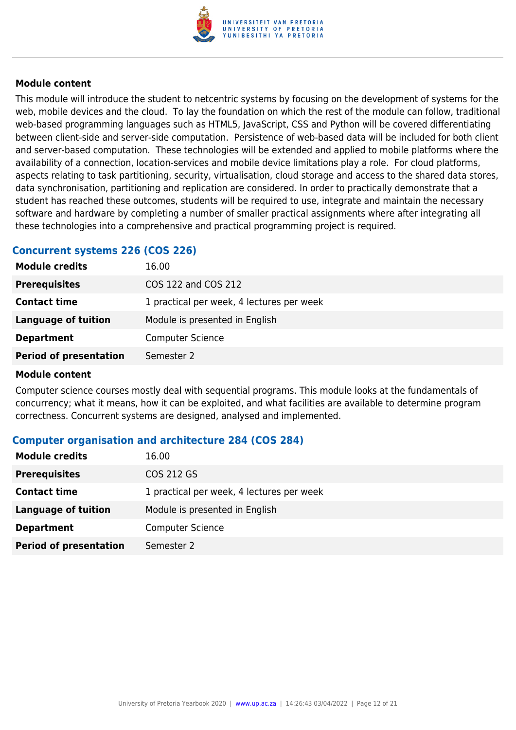#### Module content

This module will introduce the student to netcentric systems by focusing on the development of systems for the web, mobile devices and the cloud.  To lay the foundation on which the rest of the module can follow, traditional web-based programming languages such as HTML5, JavaScript, CSS and Python will be covered differentiating between client-side and server-side computation.  Persistence of web-based data will be included for both client and server-based computation.  These technologies will be extended and applied to mobile platforms where the availability of a connection, location-services and mobile device limitations play a role.  For cloud platforms, aspects relating to task partitioning, security, virtualisation, cloud storage and access to the shared data stores, data synchronisation, partitioning and replication are considered. In order to practically demonstrate that a student has reached these outcomes, students will be required to use, integrate and maintain the necessary software and hardware by completing a number of smaller practical assignments where after integrating all these technologies into a comprehensive and practical programming project is required.

### Concurrent systems 226 (COS 226)

| | |
|---|---|
| **Module credits** | 16.00 |
| **Prerequisites** | COS 122 and COS 212 |
| **Contact time** | 1 practical per week, 4 lectures per week |
| **Language of tuition** | Module is presented in English |
| **Department** | Computer Science |
| **Period of presentation** | Semester 2 |

#### Module content

Computer science courses mostly deal with sequential programs. This module looks at the fundamentals of concurrency; what it means, how it can be exploited, and what facilities are available to determine program correctness. Concurrent systems are designed, analysed and implemented.

### Computer organisation and architecture 284 (COS 284)

| | |
|---|---|
| **Module credits** | 16.00 |
| **Prerequisites** | COS 212 GS |
| **Contact time** | 1 practical per week, 4 lectures per week |
| **Language of tuition** | Module is presented in English |
| **Department** | Computer Science |
| **Period of presentation** | Semester 2 |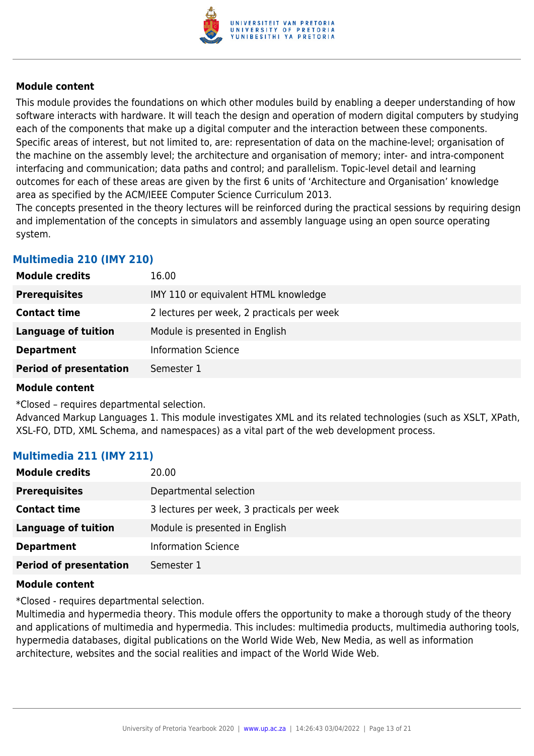**Module content**

This module provides the foundations on which other modules build by enabling a deeper understanding of how software interacts with hardware. It will teach the design and operation of modern digital computers by studying each of the components that make up a digital computer and the interaction between these components. Specific areas of interest, but not limited to, are: representation of data on the machine-level; organisation of the machine on the assembly level; the architecture and organisation of memory; inter- and intra-component interfacing and communication; data paths and control; and parallelism. Topic-level detail and learning outcomes for each of these areas are given by the first 6 units of 'Architecture and Organisation' knowledge area as specified by the ACM/IEEE Computer Science Curriculum 2013.
The concepts presented in the theory lectures will be reinforced during the practical sessions by requiring design and implementation of the concepts in simulators and assembly language using an open source operating system.

### Multimedia 210 (IMY 210)

| | |
|---|---|
| **Module credits** | 16.00 |
| **Prerequisites** | IMY 110 or equivalent HTML knowledge |
| **Contact time** | 2 lectures per week, 2 practicals per week |
| **Language of tuition** | Module is presented in English |
| **Department** | Information Science |
| **Period of presentation** | Semester 1 |

**Module content**

*Closed – requires departmental selection.
Advanced Markup Languages 1. This module investigates XML and its related technologies (such as XSLT, XPath, XSL-FO, DTD, XML Schema, and namespaces) as a vital part of the web development process.

### Multimedia 211 (IMY 211)

| | |
|---|---|
| **Module credits** | 20.00 |
| **Prerequisites** | Departmental selection |
| **Contact time** | 3 lectures per week, 3 practicals per week |
| **Language of tuition** | Module is presented in English |
| **Department** | Information Science |
| **Period of presentation** | Semester 1 |

**Module content**

*Closed - requires departmental selection.
Multimedia and hypermedia theory. This module offers the opportunity to make a thorough study of the theory and applications of multimedia and hypermedia. This includes: multimedia products, multimedia authoring tools, hypermedia databases, digital publications on the World Wide Web, New Media, as well as information architecture, websites and the social realities and impact of the World Wide Web.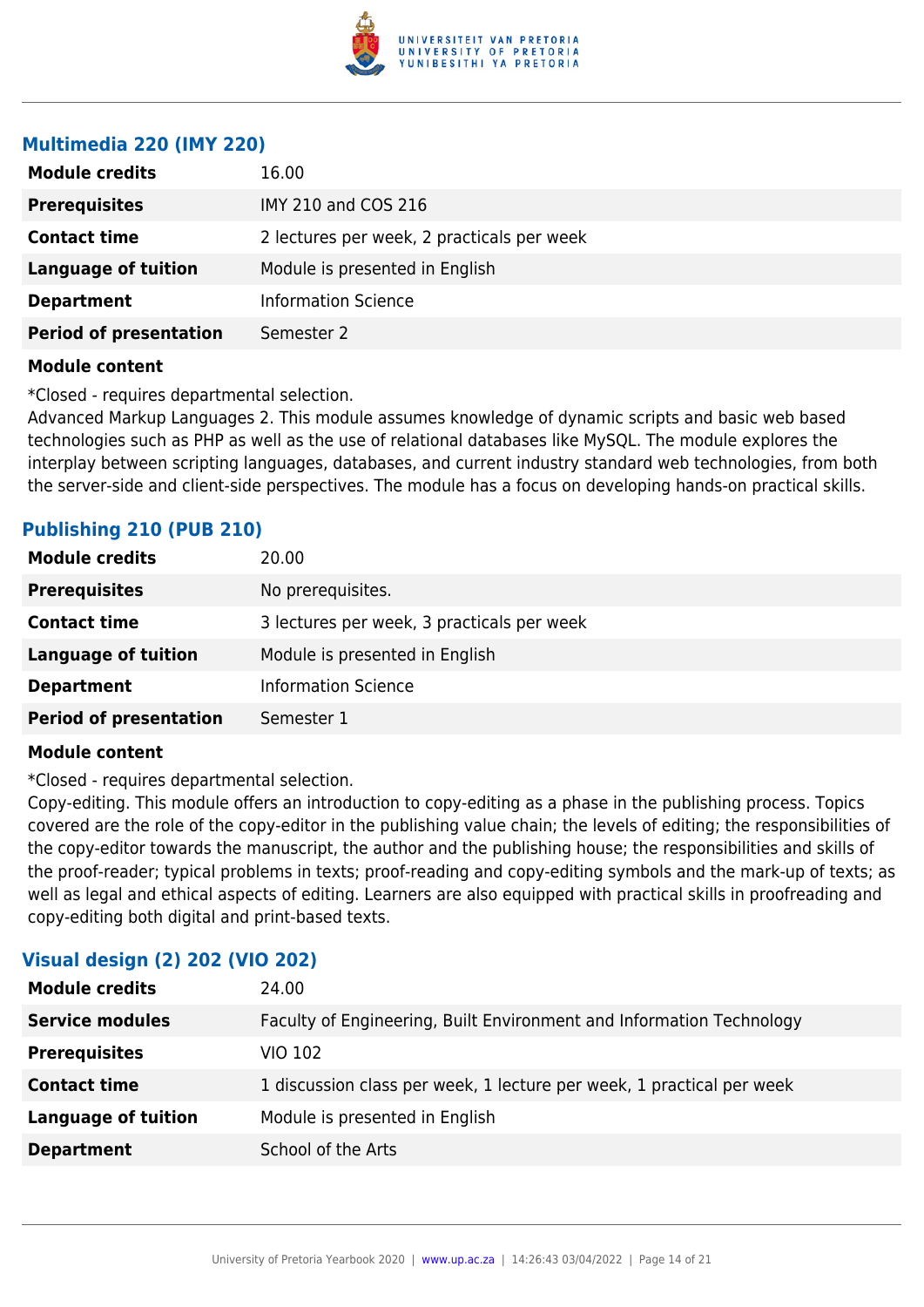### Multimedia 220 (IMY 220)

| | |
|---|---|
| **Module credits** | 16.00 |
| **Prerequisites** | IMY 210 and COS 216 |
| **Contact time** | 2 lectures per week, 2 practicals per week |
| **Language of tuition** | Module is presented in English |
| **Department** | Information Science |
| **Period of presentation** | Semester 2 |

**Module content**

*Closed - requires departmental selection.
Advanced Markup Languages 2. This module assumes knowledge of dynamic scripts and basic web based technologies such as PHP as well as the use of relational databases like MySQL. The module explores the interplay between scripting languages, databases, and current industry standard web technologies, from both the server-side and client-side perspectives. The module has a focus on developing hands-on practical skills.

### Publishing 210 (PUB 210)

| | |
|---|---|
| **Module credits** | 20.00 |
| **Prerequisites** | No prerequisites. |
| **Contact time** | 3 lectures per week, 3 practicals per week |
| **Language of tuition** | Module is presented in English |
| **Department** | Information Science |
| **Period of presentation** | Semester 1 |

**Module content**

*Closed - requires departmental selection.
Copy-editing. This module offers an introduction to copy-editing as a phase in the publishing process. Topics covered are the role of the copy-editor in the publishing value chain; the levels of editing; the responsibilities of the copy-editor towards the manuscript, the author and the publishing house; the responsibilities and skills of the proof-reader; typical problems in texts; proof-reading and copy-editing symbols and the mark-up of texts; as well as legal and ethical aspects of editing. Learners are also equipped with practical skills in proofreading and copy-editing both digital and print-based texts.

### Visual design (2) 202 (VIO 202)

| | |
|---|---|
| **Module credits** | 24.00 |
| **Service modules** | Faculty of Engineering, Built Environment and Information Technology |
| **Prerequisites** | VIO 102 |
| **Contact time** | 1 discussion class per week, 1 lecture per week, 1 practical per week |
| **Language of tuition** | Module is presented in English |
| **Department** | School of the Arts |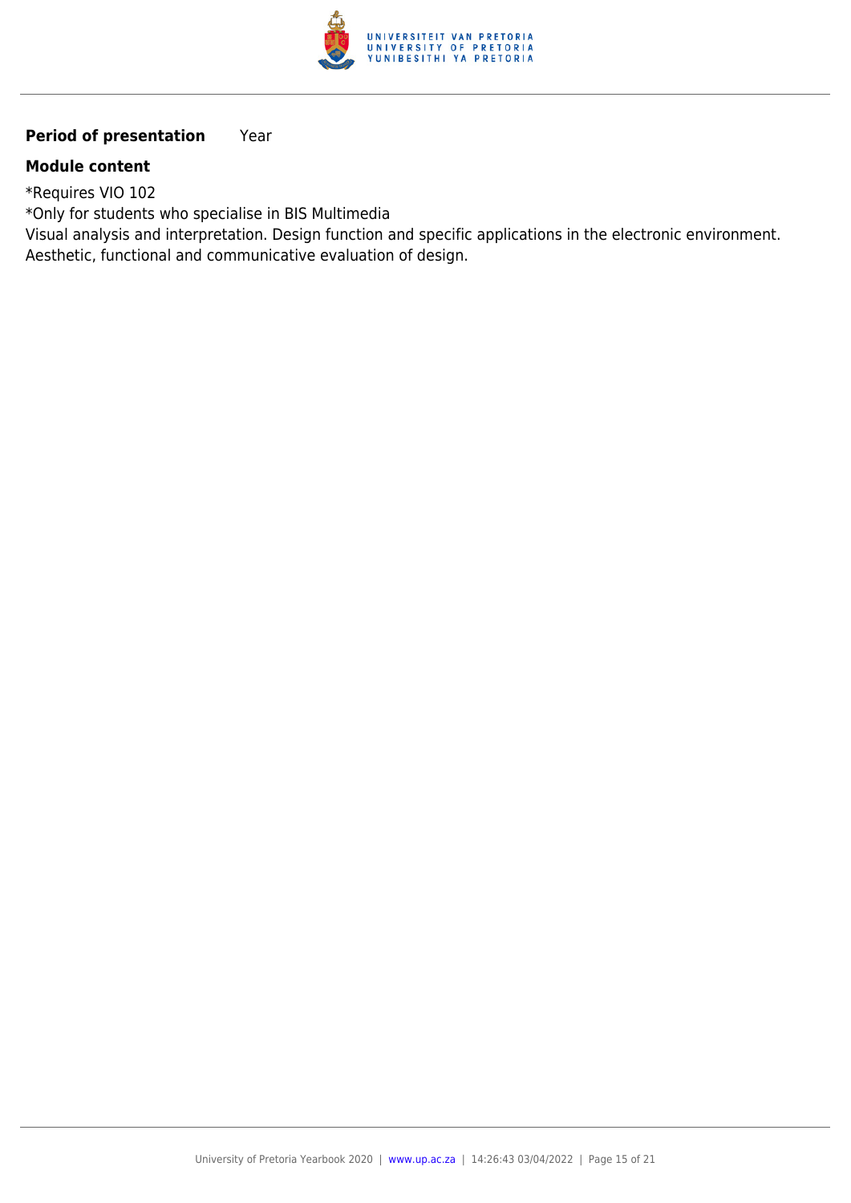**Period of presentation** Year

**Module content**

*Requires VIO 102
*Only for students who specialise in BIS Multimedia
Visual analysis and interpretation. Design function and specific applications in the electronic environment. Aesthetic, functional and communicative evaluation of design.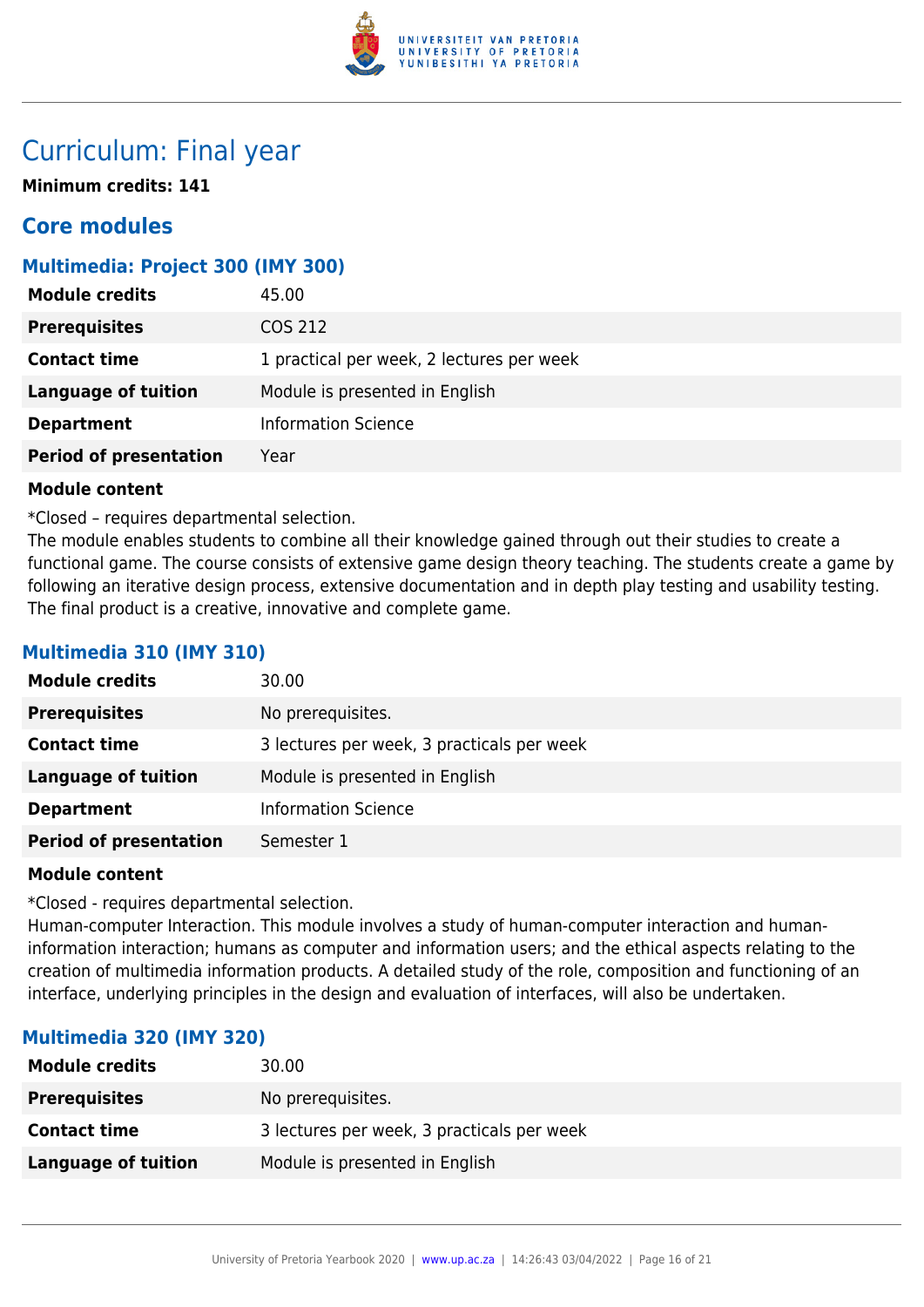# Curriculum: Final year

**Minimum credits: 141**

## Core modules

### Multimedia: Project 300 (IMY 300)

| | |
|---|---|
| **Module credits** | 45.00 |
| **Prerequisites** | COS 212 |
| **Contact time** | 1 practical per week, 2 lectures per week |
| **Language of tuition** | Module is presented in English |
| **Department** | Information Science |
| **Period of presentation** | Year |

**Module content**

*Closed – requires departmental selection.

The module enables students to combine all their knowledge gained through out their studies to create a functional game. The course consists of extensive game design theory teaching. The students create a game by following an iterative design process, extensive documentation and in depth play testing and usability testing. The final product is a creative, innovative and complete game.

### Multimedia 310 (IMY 310)

| | |
|---|---|
| **Module credits** | 30.00 |
| **Prerequisites** | No prerequisites. |
| **Contact time** | 3 lectures per week, 3 practicals per week |
| **Language of tuition** | Module is presented in English |
| **Department** | Information Science |
| **Period of presentation** | Semester 1 |

**Module content**

*Closed - requires departmental selection.

Human-computer Interaction. This module involves a study of human-computer interaction and human-information interaction; humans as computer and information users; and the ethical aspects relating to the creation of multimedia information products. A detailed study of the role, composition and functioning of an interface, underlying principles in the design and evaluation of interfaces, will also be undertaken.

### Multimedia 320 (IMY 320)

| | |
|---|---|
| **Module credits** | 30.00 |
| **Prerequisites** | No prerequisites. |
| **Contact time** | 3 lectures per week, 3 practicals per week |
| **Language of tuition** | Module is presented in English |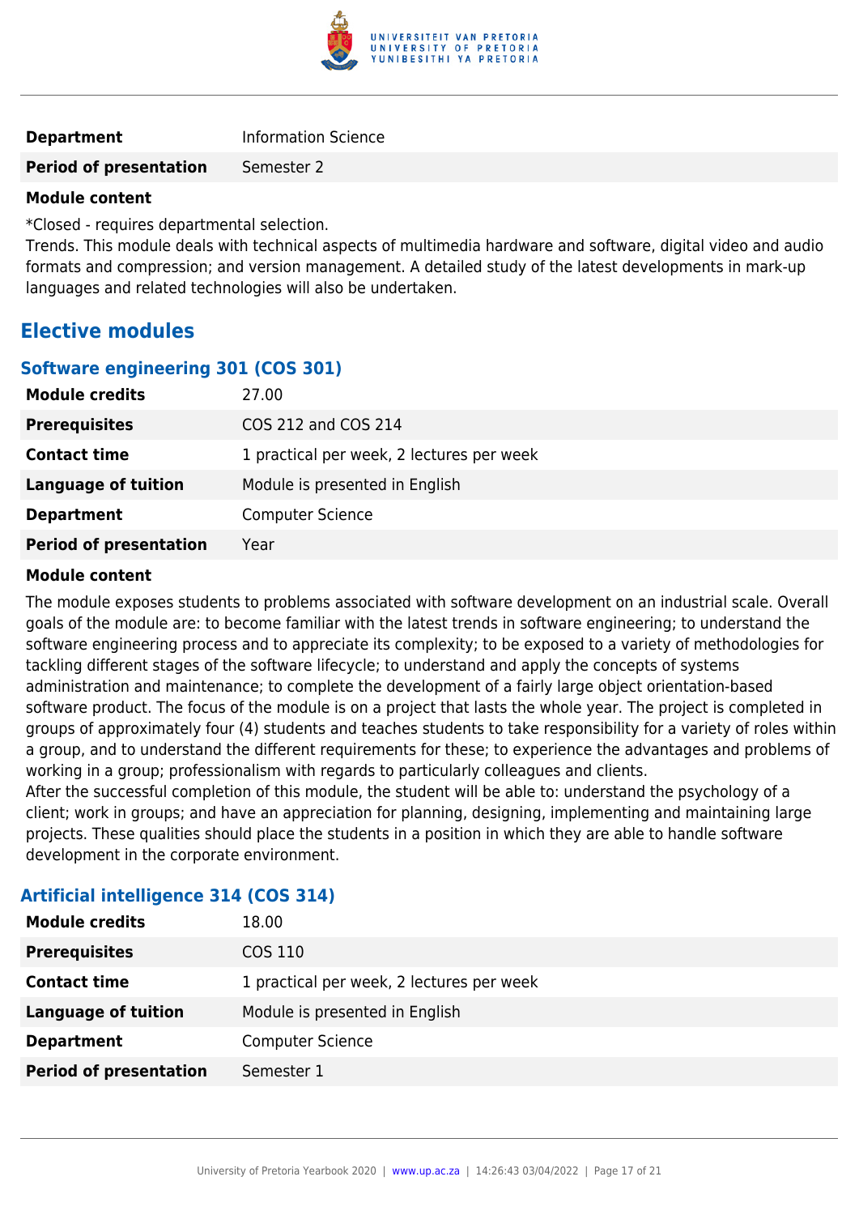| | |
|---|---|
| **Department** | Information Science |
| **Period of presentation** | Semester 2 |

**Module content**

*Closed - requires departmental selection.
Trends. This module deals with technical aspects of multimedia hardware and software, digital video and audio formats and compression; and version management. A detailed study of the latest developments in mark-up languages and related technologies will also be undertaken.

## Elective modules

### Software engineering 301 (COS 301)

| | |
|---|---|
| **Module credits** | 27.00 |
| **Prerequisites** | COS 212 and COS 214 |
| **Contact time** | 1 practical per week, 2 lectures per week |
| **Language of tuition** | Module is presented in English |
| **Department** | Computer Science |
| **Period of presentation** | Year |

**Module content**

The module exposes students to problems associated with software development on an industrial scale. Overall goals of the module are: to become familiar with the latest trends in software engineering; to understand the software engineering process and to appreciate its complexity; to be exposed to a variety of methodologies for tackling different stages of the software lifecycle; to understand and apply the concepts of systems administration and maintenance; to complete the development of a fairly large object orientation-based software product. The focus of the module is on a project that lasts the whole year. The project is completed in groups of approximately four (4) students and teaches students to take responsibility for a variety of roles within a group, and to understand the different requirements for these; to experience the advantages and problems of working in a group; professionalism with regards to particularly colleagues and clients.
After the successful completion of this module, the student will be able to: understand the psychology of a client; work in groups; and have an appreciation for planning, designing, implementing and maintaining large projects. These qualities should place the students in a position in which they are able to handle software development in the corporate environment.

### Artificial intelligence 314 (COS 314)

| | |
|---|---|
| **Module credits** | 18.00 |
| **Prerequisites** | COS 110 |
| **Contact time** | 1 practical per week, 2 lectures per week |
| **Language of tuition** | Module is presented in English |
| **Department** | Computer Science |
| **Period of presentation** | Semester 1 |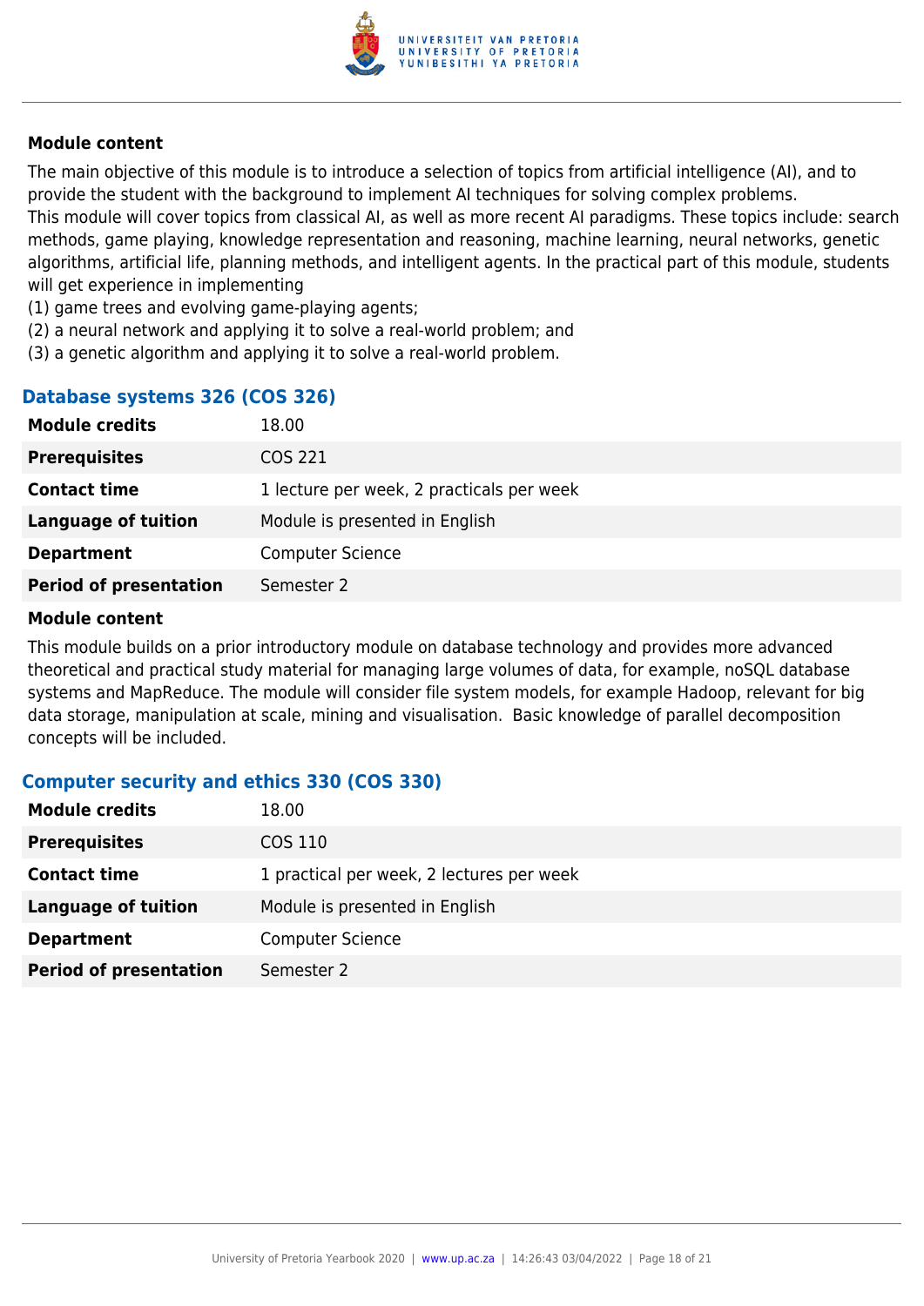#### Module content

The main objective of this module is to introduce a selection of topics from artificial intelligence (AI), and to provide the student with the background to implement AI techniques for solving complex problems.
This module will cover topics from classical AI, as well as more recent AI paradigms. These topics include: search methods, game playing, knowledge representation and reasoning, machine learning, neural networks, genetic algorithms, artificial life, planning methods, and intelligent agents. In the practical part of this module, students will get experience in implementing
(1) game trees and evolving game-playing agents;
(2) a neural network and applying it to solve a real-world problem; and
(3) a genetic algorithm and applying it to solve a real-world problem.

### Database systems 326 (COS 326)

| | |
|---|---|
| **Module credits** | 18.00 |
| **Prerequisites** | COS 221 |
| **Contact time** | 1 lecture per week, 2 practicals per week |
| **Language of tuition** | Module is presented in English |
| **Department** | Computer Science |
| **Period of presentation** | Semester 2 |

#### Module content

This module builds on a prior introductory module on database technology and provides more advanced theoretical and practical study material for managing large volumes of data, for example, noSQL database systems and MapReduce. The module will consider file system models, for example Hadoop, relevant for big data storage, manipulation at scale, mining and visualisation. Basic knowledge of parallel decomposition concepts will be included.

### Computer security and ethics 330 (COS 330)

| | |
|---|---|
| **Module credits** | 18.00 |
| **Prerequisites** | COS 110 |
| **Contact time** | 1 practical per week, 2 lectures per week |
| **Language of tuition** | Module is presented in English |
| **Department** | Computer Science |
| **Period of presentation** | Semester 2 |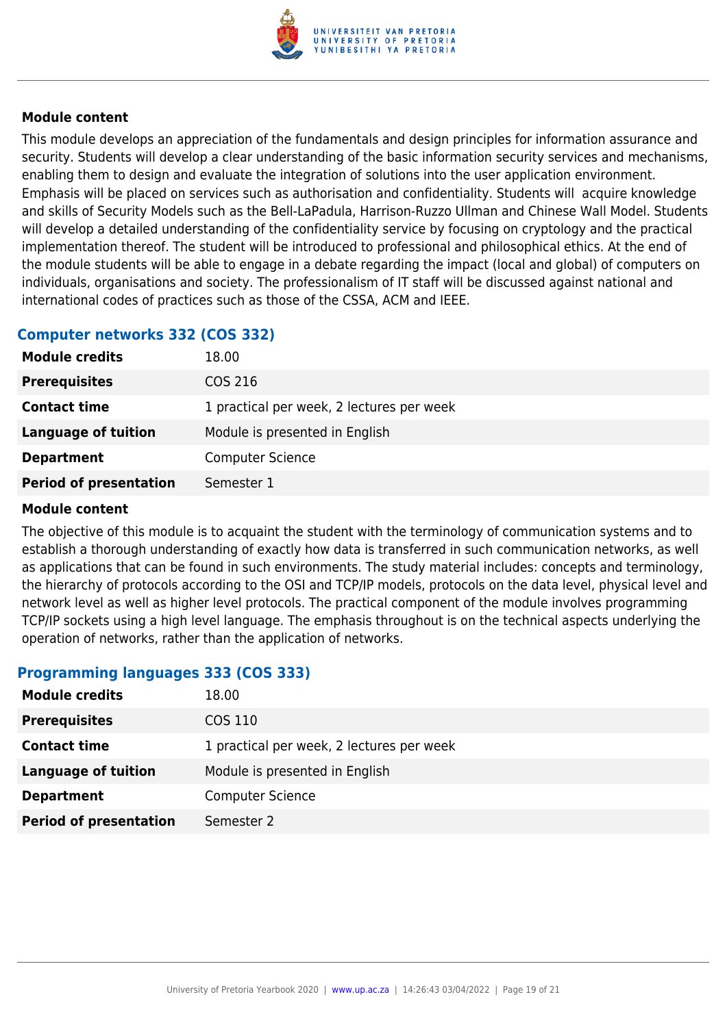#### Module content

This module develops an appreciation of the fundamentals and design principles for information assurance and security. Students will develop a clear understanding of the basic information security services and mechanisms, enabling them to design and evaluate the integration of solutions into the user application environment. Emphasis will be placed on services such as authorisation and confidentiality. Students will acquire knowledge and skills of Security Models such as the Bell-LaPadula, Harrison-Ruzzo Ullman and Chinese Wall Model. Students will develop a detailed understanding of the confidentiality service by focusing on cryptology and the practical implementation thereof. The student will be introduced to professional and philosophical ethics. At the end of the module students will be able to engage in a debate regarding the impact (local and global) of computers on individuals, organisations and society. The professionalism of IT staff will be discussed against national and international codes of practices such as those of the CSSA, ACM and IEEE.

### Computer networks 332 (COS 332)

| | |
|---|---|
| **Module credits** | 18.00 |
| **Prerequisites** | COS 216 |
| **Contact time** | 1 practical per week, 2 lectures per week |
| **Language of tuition** | Module is presented in English |
| **Department** | Computer Science |
| **Period of presentation** | Semester 1 |

#### Module content

The objective of this module is to acquaint the student with the terminology of communication systems and to establish a thorough understanding of exactly how data is transferred in such communication networks, as well as applications that can be found in such environments. The study material includes: concepts and terminology, the hierarchy of protocols according to the OSI and TCP/IP models, protocols on the data level, physical level and network level as well as higher level protocols. The practical component of the module involves programming TCP/IP sockets using a high level language. The emphasis throughout is on the technical aspects underlying the operation of networks, rather than the application of networks.

### Programming languages 333 (COS 333)

| | |
|---|---|
| **Module credits** | 18.00 |
| **Prerequisites** | COS 110 |
| **Contact time** | 1 practical per week, 2 lectures per week |
| **Language of tuition** | Module is presented in English |
| **Department** | Computer Science |
| **Period of presentation** | Semester 2 |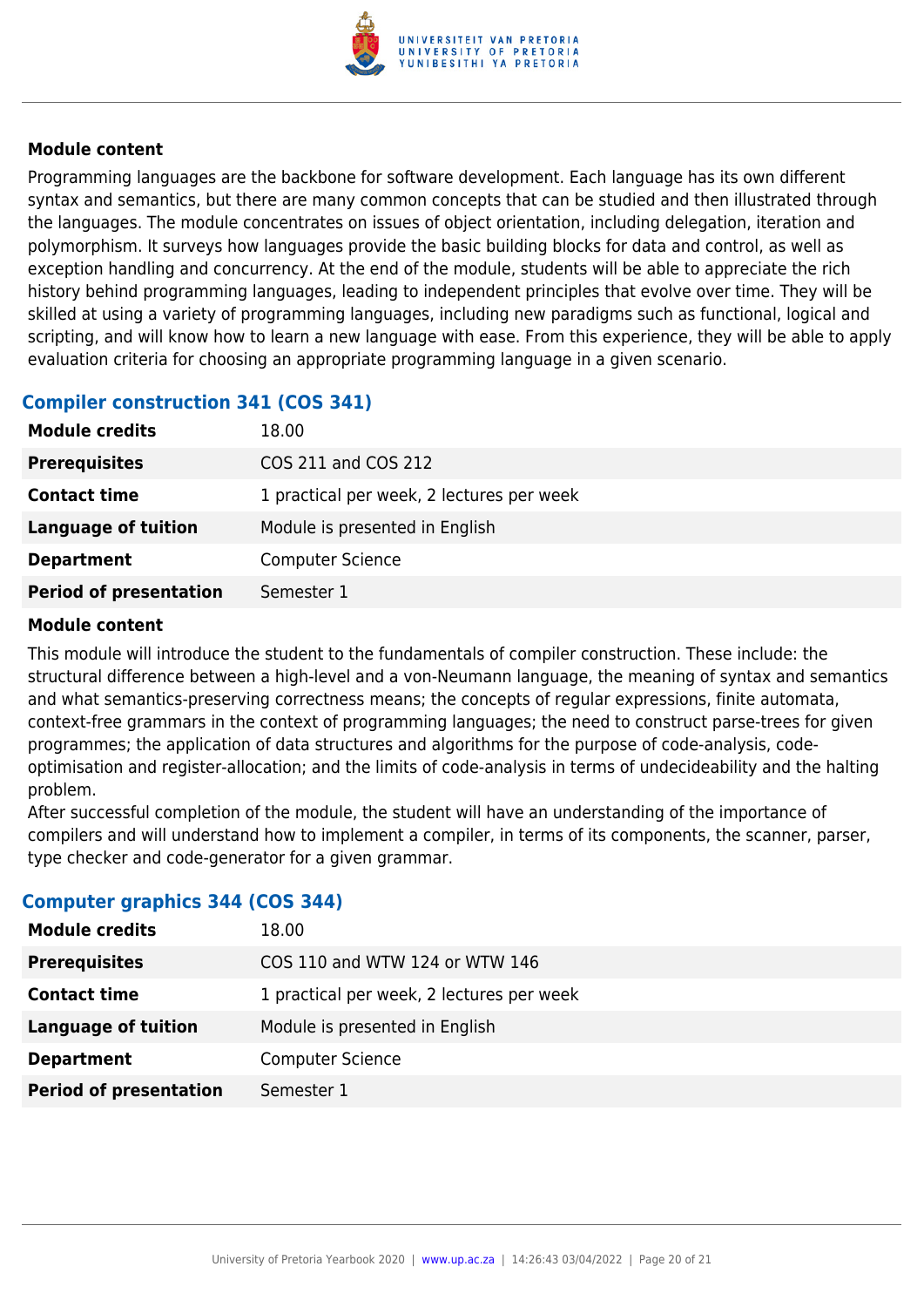#### Module content

Programming languages are the backbone for software development. Each language has its own different syntax and semantics, but there are many common concepts that can be studied and then illustrated through the languages. The module concentrates on issues of object orientation, including delegation, iteration and polymorphism. It surveys how languages provide the basic building blocks for data and control, as well as exception handling and concurrency. At the end of the module, students will be able to appreciate the rich history behind programming languages, leading to independent principles that evolve over time. They will be skilled at using a variety of programming languages, including new paradigms such as functional, logical and scripting, and will know how to learn a new language with ease. From this experience, they will be able to apply evaluation criteria for choosing an appropriate programming language in a given scenario.

### Compiler construction 341 (COS 341)

| | |
|---|---|
| **Module credits** | 18.00 |
| **Prerequisites** | COS 211 and COS 212 |
| **Contact time** | 1 practical per week, 2 lectures per week |
| **Language of tuition** | Module is presented in English |
| **Department** | Computer Science |
| **Period of presentation** | Semester 1 |

#### Module content

This module will introduce the student to the fundamentals of compiler construction. These include: the structural difference between a high-level and a von-Neumann language, the meaning of syntax and semantics and what semantics-preserving correctness means; the concepts of regular expressions, finite automata, context-free grammars in the context of programming languages; the need to construct parse-trees for given programmes; the application of data structures and algorithms for the purpose of code-analysis, code-optimisation and register-allocation; and the limits of code-analysis in terms of undecideability and the halting problem.
After successful completion of the module, the student will have an understanding of the importance of compilers and will understand how to implement a compiler, in terms of its components, the scanner, parser, type checker and code-generator for a given grammar.

### Computer graphics 344 (COS 344)

| | |
|---|---|
| **Module credits** | 18.00 |
| **Prerequisites** | COS 110 and WTW 124 or WTW 146 |
| **Contact time** | 1 practical per week, 2 lectures per week |
| **Language of tuition** | Module is presented in English |
| **Department** | Computer Science |
| **Period of presentation** | Semester 1 |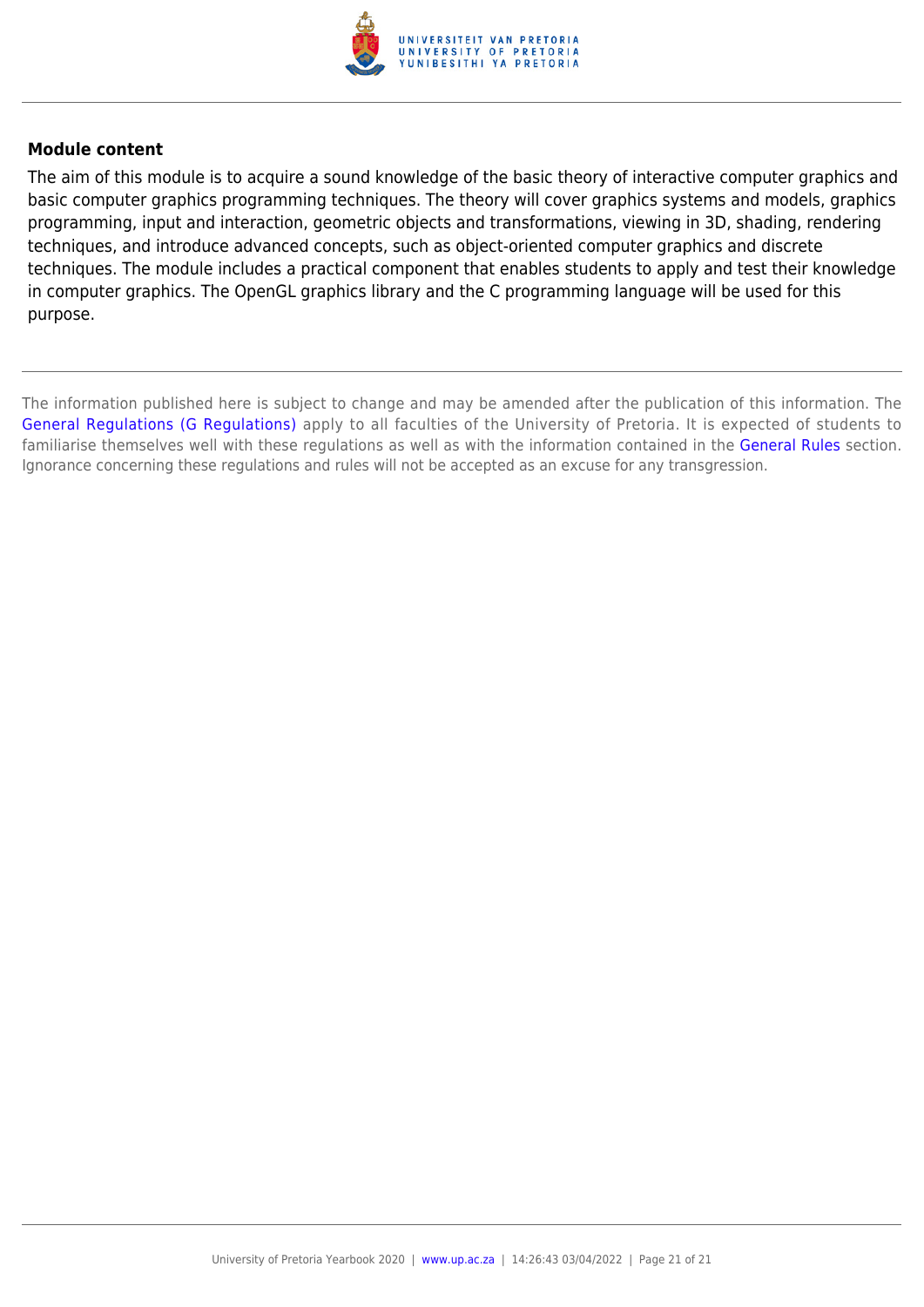**Module content**

The aim of this module is to acquire a sound knowledge of the basic theory of interactive computer graphics and basic computer graphics programming techniques. The theory will cover graphics systems and models, graphics programming, input and interaction, geometric objects and transformations, viewing in 3D, shading, rendering techniques, and introduce advanced concepts, such as object-oriented computer graphics and discrete techniques. The module includes a practical component that enables students to apply and test their knowledge in computer graphics. The OpenGL graphics library and the C programming language will be used for this purpose.

The information published here is subject to change and may be amended after the publication of this information. The General Regulations (G Regulations) apply to all faculties of the University of Pretoria. It is expected of students to familiarise themselves well with these regulations as well as with the information contained in the General Rules section. Ignorance concerning these regulations and rules will not be accepted as an excuse for any transgression.